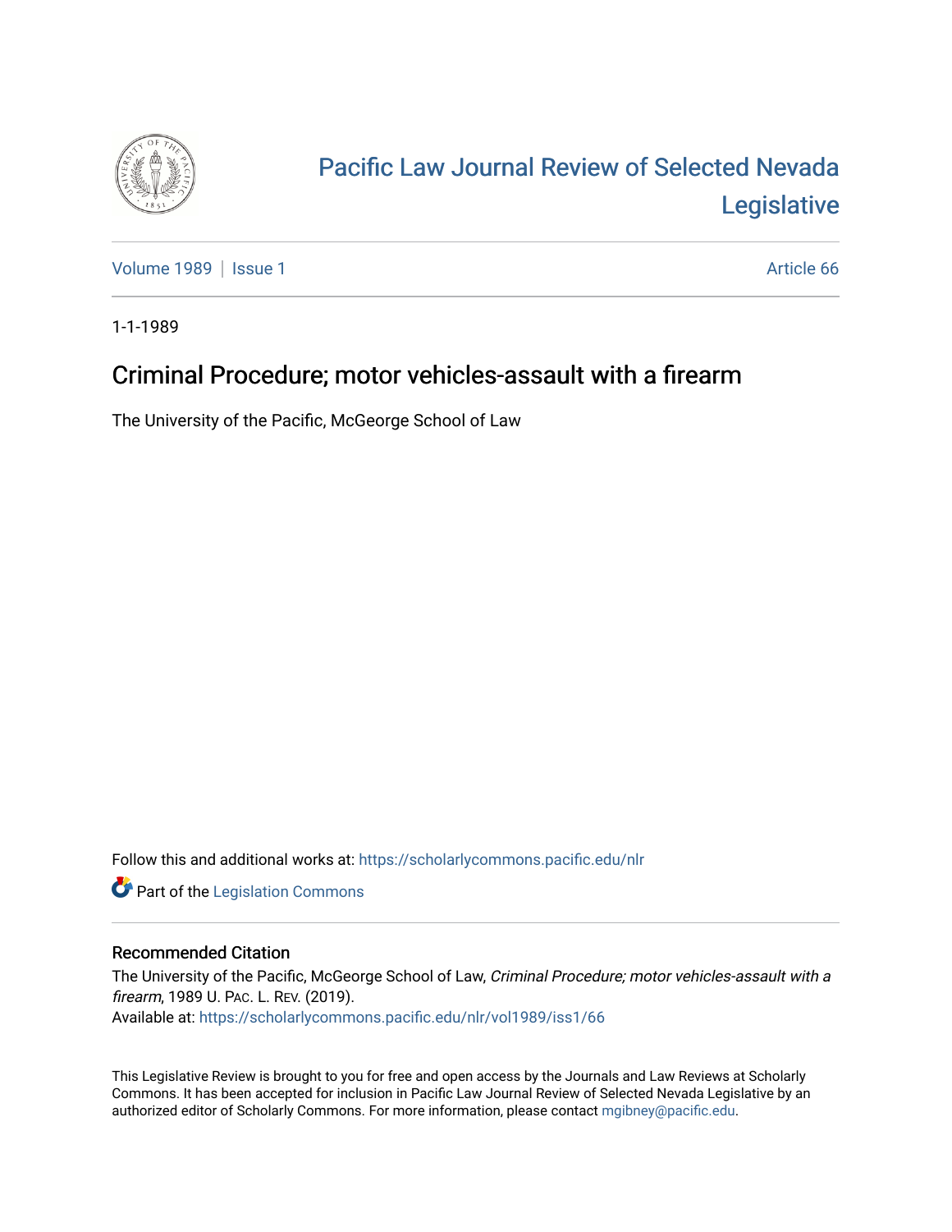# Pacific Law Journal Review of Selected Nevada Legislative

Volume 1989 | Issue 1 | Article 66

1-1-1989

## Criminal Procedure; motor vehicles-assault with a firearm

The University of the Pacific, McGeorge School of Law

Follow this and additional works at: https://scholarlycommons.pacific.edu/nlr

Part of the Legislation Commons

### Recommended Citation

The University of the Pacific, McGeorge School of Law, *Criminal Procedure; motor vehicles-assault with a firearm*, 1989 U. Pac. L. Rev. (2019).
Available at: https://scholarlycommons.pacific.edu/nlr/vol1989/iss1/66

This Legislative Review is brought to you for free and open access by the Journals and Law Reviews at Scholarly Commons. It has been accepted for inclusion in Pacific Law Journal Review of Selected Nevada Legislative by an authorized editor of Scholarly Commons. For more information, please contact mgibney@pacific.edu.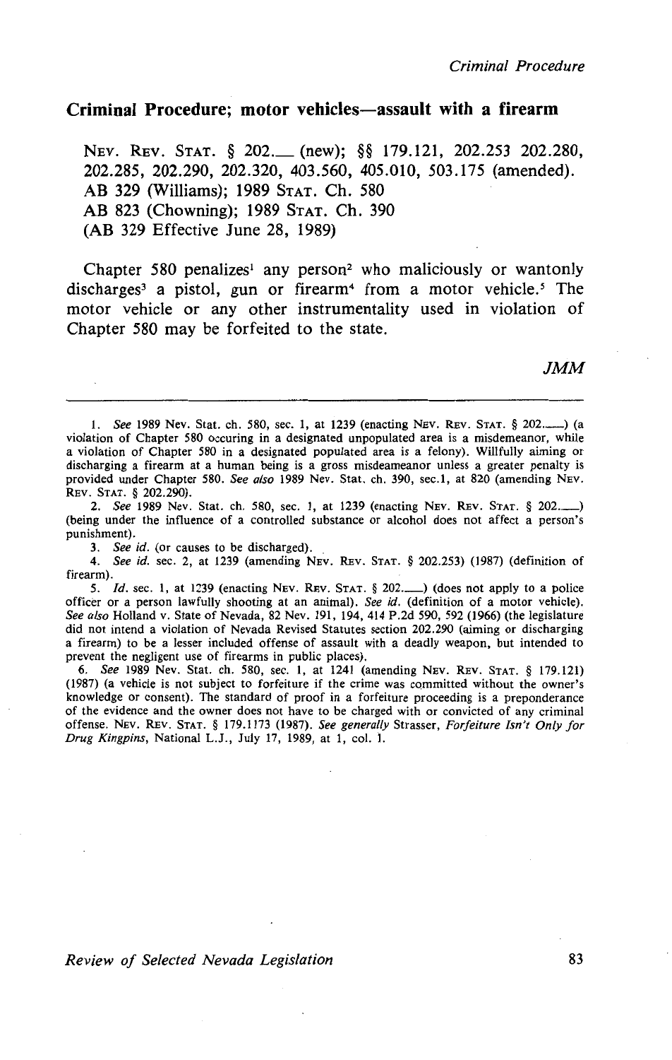## Criminal Procedure; motor vehicles—assault with a firearm

NEV. REV. STAT. § 202.___ (new); §§ 179.121, 202.253 202.280, 202.285, 202.290, 202.320, 403.560, 405.010, 503.175 (amended).
AB 329 (Williams); 1989 STAT. Ch. 580
AB 823 (Chowning); 1989 STAT. Ch. 390
(AB 329 Effective June 28, 1989)

Chapter 580 penalizes[1] any person[2] who maliciously or wantonly discharges[3] a pistol, gun or firearm[4] from a motor vehicle.[5] The motor vehicle or any other instrumentality used in violation of Chapter 580 may be forfeited to the state.

*JMM*

---

1. *See* 1989 Nev. Stat. ch. 580, sec. 1, at 1239 (enacting NEV. REV. STAT. § 202.___) (a violation of Chapter 580 occuring in a designated unpopulated area is a misdemeanor, while a violation of Chapter 580 in a designated populated area is a felony). Willfully aiming or discharging a firearm at a human being is a gross misdeameanor unless a greater penalty is provided under Chapter 580. *See also* 1989 Nev. Stat. ch. 390, sec.1, at 820 (amending NEV. REV. STAT. § 202.290).
2. *See* 1989 Nev. Stat. ch. 580, sec. 1, at 1239 (enacting NEV. REV. STAT. § 202.___) (being under the influence of a controlled substance or alcohol does not affect a person's punishment).
3. *See id.* (or causes to be discharged).
4. *See id.* sec. 2, at 1239 (amending NEV. REV. STAT. § 202.253) (1987) (definition of firearm).
5. *Id.* sec. 1, at 1239 (enacting NEV. REV. STAT. § 202.___) (does not apply to a police officer or a person lawfully shooting at an animal). *See id.* (definition of a motor vehicle). *See also* Holland v. State of Nevada, 82 Nev. 191, 194, 414 P.2d 590, 592 (1966) (the legislature did not intend a violation of Nevada Revised Statutes section 202.290 (aiming or discharging a firearm) to be a lesser included offense of assault with a deadly weapon, but intended to prevent the negligent use of firearms in public places).
6. *See* 1989 Nev. Stat. ch. 580, sec. 1, at 1241 (amending NEV. REV. STAT. § 179.121) (1987) (a vehicle is not subject to forfeiture if the crime was committed without the owner's knowledge or consent). The standard of proof in a forfeiture proceeding is a preponderance of the evidence and the owner does not have to be charged with or convicted of any criminal offense. NEV. REV. STAT. § 179.1173 (1987). *See generally* Strasser, *Forfeiture Isn't Only for Drug Kingpins*, National L.J., July 17, 1989, at 1, col. 1.